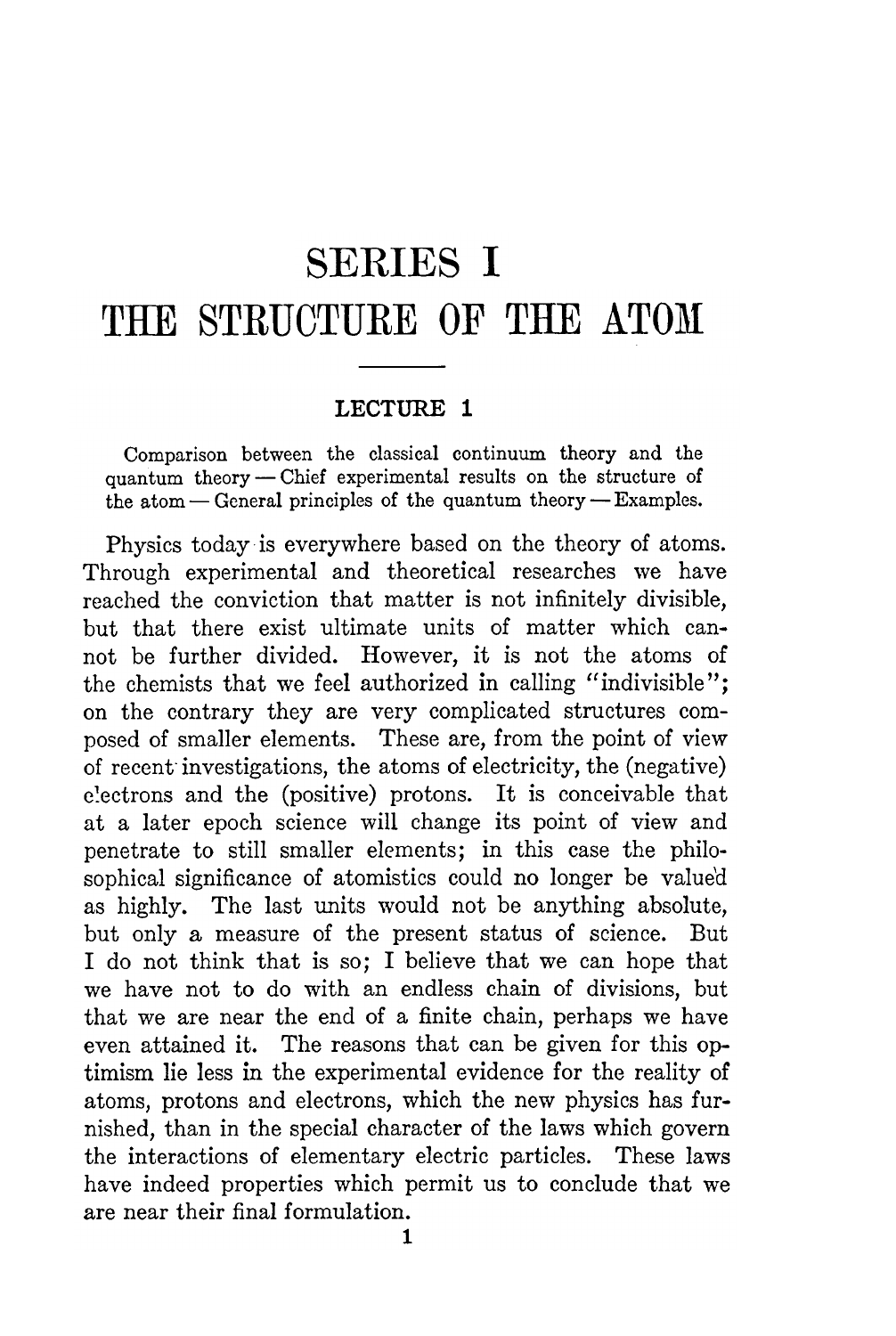# SERIES I
# THE STRUCTURE OF THE ATOM

## LECTURE 1

Comparison between the classical continuum theory and the quantum theory — Chief experimental results on the structure of the atom — General principles of the quantum theory — Examples.

Physics today is everywhere based on the theory of atoms. Through experimental and theoretical researches we have reached the conviction that matter is not infinitely divisible, but that there exist ultimate units of matter which cannot be further divided. However, it is not the atoms of the chemists that we feel authorized in calling "indivisible"; on the contrary they are very complicated structures composed of smaller elements. These are, from the point of view of recent investigations, the atoms of electricity, the (negative) electrons and the (positive) protons. It is conceivable that at a later epoch science will change its point of view and penetrate to still smaller elements; in this case the philosophical significance of atomistics could no longer be valued as highly. The last units would not be anything absolute, but only a measure of the present status of science. But I do not think that is so; I believe that we can hope that we have not to do with an endless chain of divisions, but that we are near the end of a finite chain, perhaps we have even attained it. The reasons that can be given for this optimism lie less in the experimental evidence for the reality of atoms, protons and electrons, which the new physics has furnished, than in the special character of the laws which govern the interactions of elementary electric particles. These laws have indeed properties which permit us to conclude that we are near their final formulation.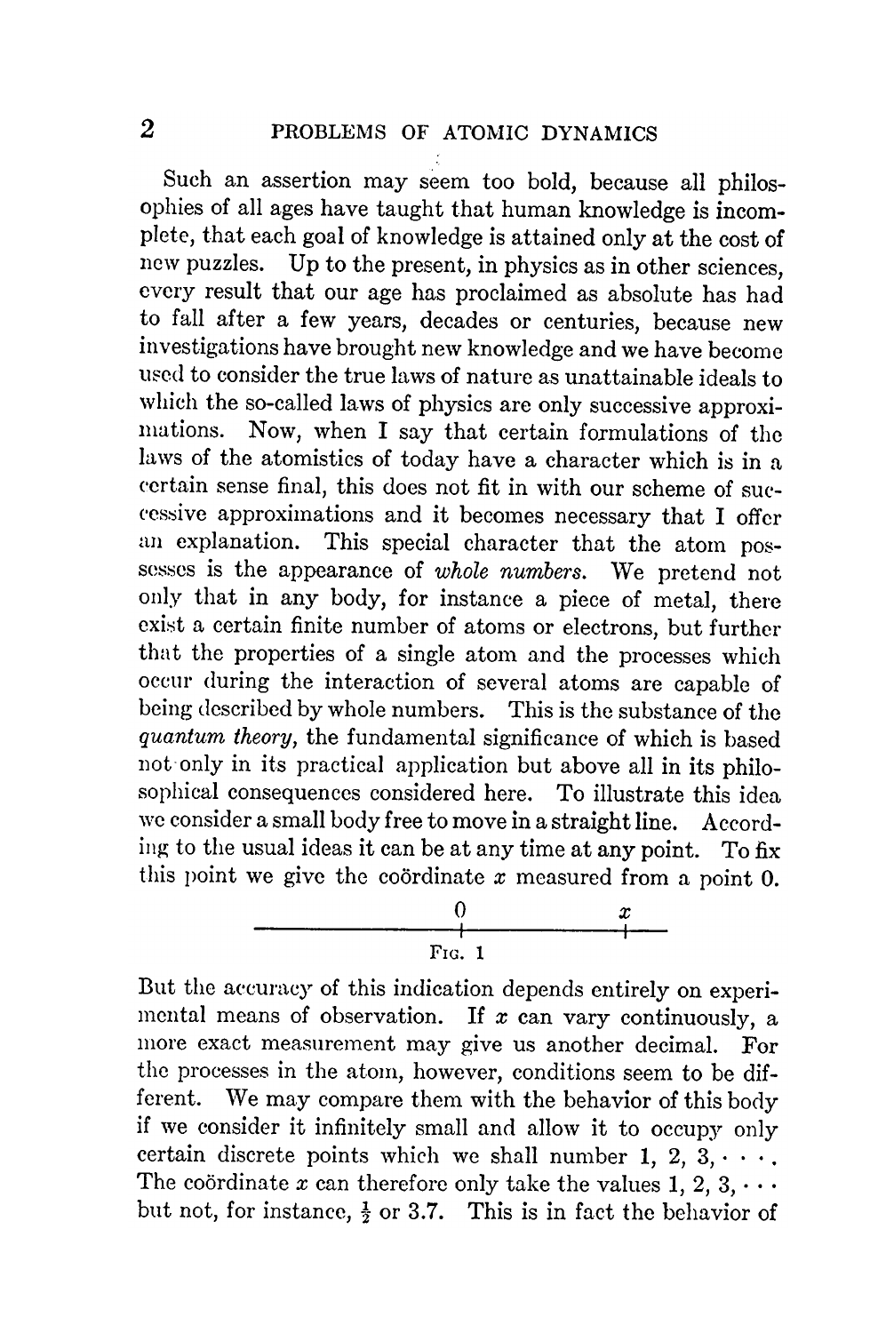Such an assertion may seem too bold, because all philosophies of all ages have taught that human knowledge is incomplete, that each goal of knowledge is attained only at the cost of new puzzles. Up to the present, in physics as in other sciences, every result that our age has proclaimed as absolute has had to fall after a few years, decades or centuries, because new investigations have brought new knowledge and we have become used to consider the true laws of nature as unattainable ideals to which the so-called laws of physics are only successive approximations. Now, when I say that certain formulations of the laws of the atomistics of today have a character which is in a certain sense final, this does not fit in with our scheme of successive approximations and it becomes necessary that I offer an explanation. This special character that the atom possesses is the appearance of *whole numbers*. We pretend not only that in any body, for instance a piece of metal, there exist a certain finite number of atoms or electrons, but further that the properties of a single atom and the processes which occur during the interaction of several atoms are capable of being described by whole numbers. This is the substance of the *quantum theory*, the fundamental significance of which is based not only in its practical application but above all in its philosophical consequences considered here. To illustrate this idea we consider a small body free to move in a straight line. According to the usual ideas it can be at any time at any point. To fix this point we give the coördinate $x$ measured from a point 0.

0 $x$

Fig. 1

But the accuracy of this indication depends entirely on experimental means of observation. If $x$ can vary continuously, a more exact measurement may give us another decimal. For the processes in the atom, however, conditions seem to be different. We may compare them with the behavior of this body if we consider it infinitely small and allow it to occupy only certain discrete points which we shall number $1, 2, 3, \cdots$. The coördinate $x$ can therefore only take the values $1, 2, 3, \cdots$ but not, for instance, $\frac{1}{2}$ or 3.7. This is in fact the behavior of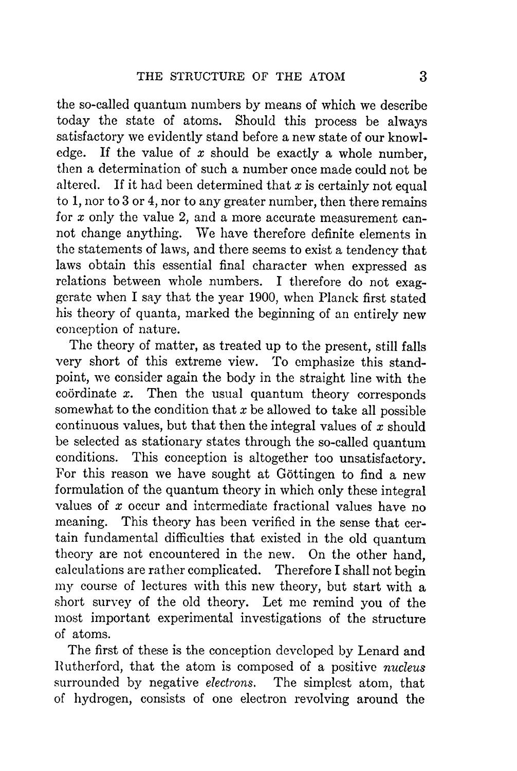the so-called quantum numbers by means of which we describe today the state of atoms. Should this process be always satisfactory we evidently stand before a new state of our knowledge. If the value of $x$ should be exactly a whole number, then a determination of such a number once made could not be altered. If it had been determined that $x$ is certainly not equal to 1, nor to 3 or 4, nor to any greater number, then there remains for $x$ only the value 2, and a more accurate measurement cannot change anything. We have therefore definite elements in the statements of laws, and there seems to exist a tendency that laws obtain this essential final character when expressed as relations between whole numbers. I therefore do not exaggerate when I say that the year 1900, when Planck first stated his theory of quanta, marked the beginning of an entirely new conception of nature.

The theory of matter, as treated up to the present, still falls very short of this extreme view. To emphasize this standpoint, we consider again the body in the straight line with the coördinate $x$. Then the usual quantum theory corresponds somewhat to the condition that $x$ be allowed to take all possible continuous values, but that then the integral values of $x$ should be selected as stationary states through the so-called quantum conditions. This conception is altogether too unsatisfactory. For this reason we have sought at Göttingen to find a new formulation of the quantum theory in which only these integral values of $x$ occur and intermediate fractional values have no meaning. This theory has been verified in the sense that certain fundamental difficulties that existed in the old quantum theory are not encountered in the new. On the other hand, calculations are rather complicated. Therefore I shall not begin my course of lectures with this new theory, but start with a short survey of the old theory. Let me remind you of the most important experimental investigations of the structure of atoms.

The first of these is the conception developed by Lenard and Rutherford, that the atom is composed of a positive *nucleus* surrounded by negative *electrons*. The simplest atom, that of hydrogen, consists of one electron revolving around the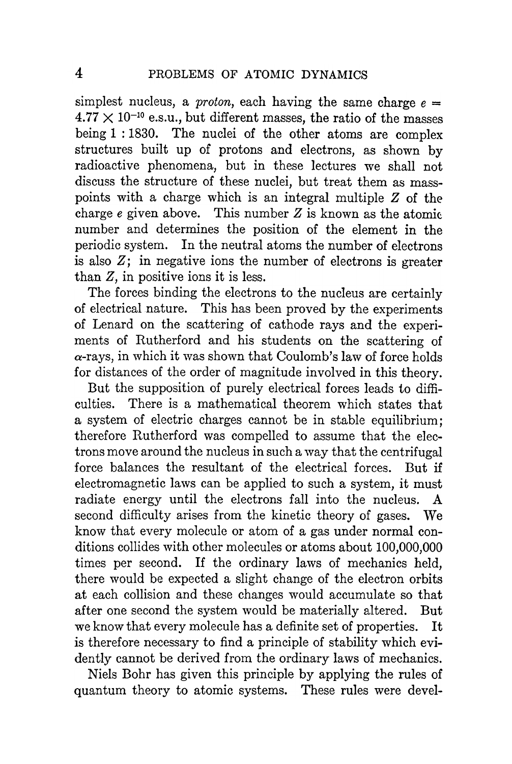simplest nucleus, a *proton*, each having the same charge $e = 4.77 \times 10^{-10}$ e.s.u., but different masses, the ratio of the masses being 1 : 1830. The nuclei of the other atoms are complex structures built up of protons and electrons, as shown by radioactive phenomena, but in these lectures we shall not discuss the structure of these nuclei, but treat them as mass-points with a charge which is an integral multiple $Z$ of the charge $e$ given above. This number $Z$ is known as the atomic number and determines the position of the element in the periodic system. In the neutral atoms the number of electrons is also $Z$; in negative ions the number of electrons is greater than $Z$, in positive ions it is less.

The forces binding the electrons to the nucleus are certainly of electrical nature. This has been proved by the experiments of Lenard on the scattering of cathode rays and the experiments of Rutherford and his students on the scattering of $\alpha$-rays, in which it was shown that Coulomb's law of force holds for distances of the order of magnitude involved in this theory.

But the supposition of purely electrical forces leads to difficulties. There is a mathematical theorem which states that a system of electric charges cannot be in stable equilibrium; therefore Rutherford was compelled to assume that the electrons move around the nucleus in such a way that the centrifugal force balances the resultant of the electrical forces. But if electromagnetic laws can be applied to such a system, it must radiate energy until the electrons fall into the nucleus. A second difficulty arises from the kinetic theory of gases. We know that every molecule or atom of a gas under normal conditions collides with other molecules or atoms about 100,000,000 times per second. If the ordinary laws of mechanics held, there would be expected a slight change of the electron orbits at each collision and these changes would accumulate so that after one second the system would be materially altered. But we know that every molecule has a definite set of properties. It is therefore necessary to find a principle of stability which evidently cannot be derived from the ordinary laws of mechanics.

Niels Bohr has given this principle by applying the rules of quantum theory to atomic systems. These rules were devel-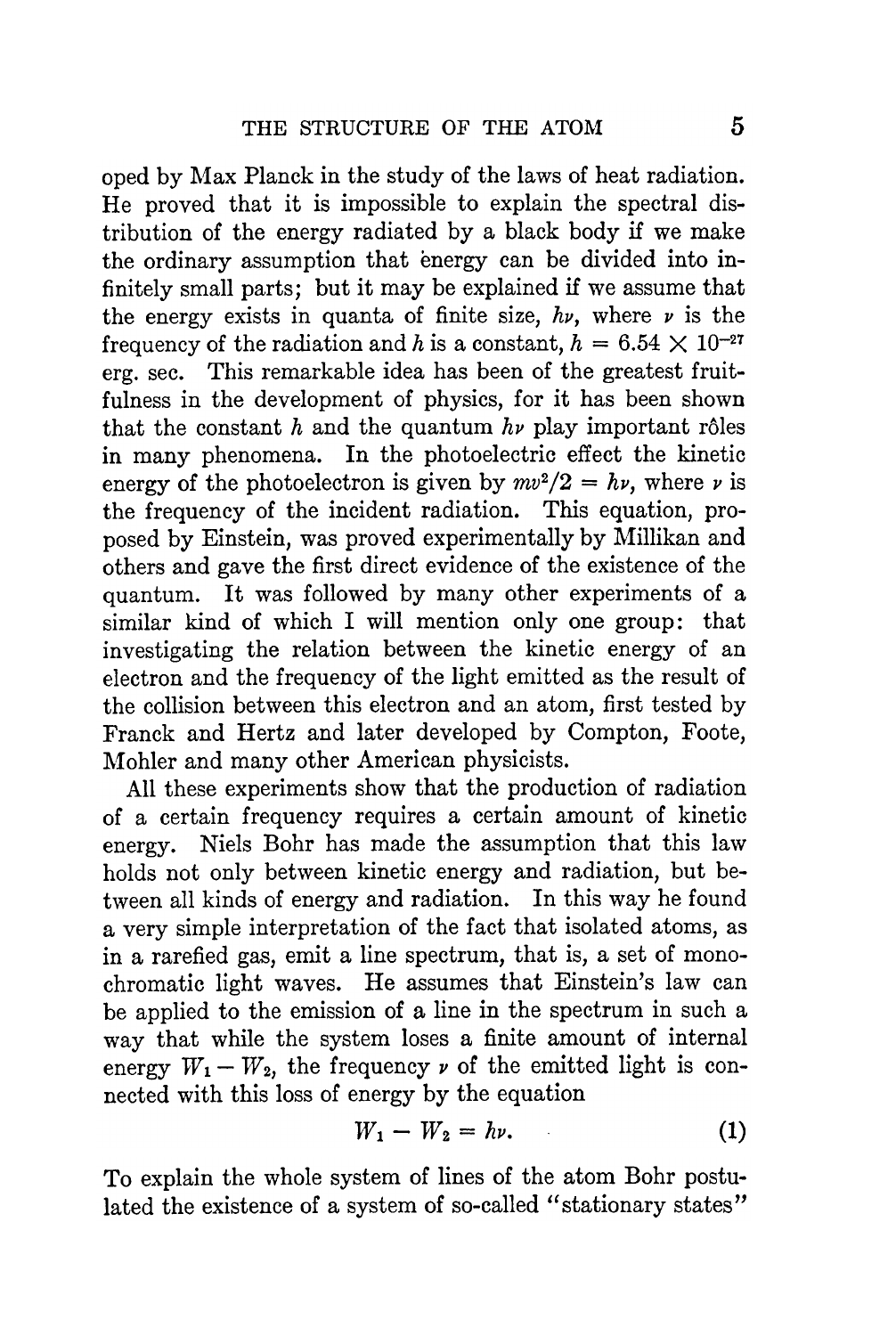oped by Max Planck in the study of the laws of heat radiation. He proved that it is impossible to explain the spectral distribution of the energy radiated by a black body if we make the ordinary assumption that energy can be divided into infinitely small parts; but it may be explained if we assume that the energy exists in quanta of finite size, $h\nu$, where $\nu$ is the frequency of the radiation and $h$ is a constant, $h = 6.54 \times 10^{-27}$ erg. sec. This remarkable idea has been of the greatest fruitfulness in the development of physics, for it has been shown that the constant $h$ and the quantum $h\nu$ play important rôles in many phenomena. In the photoelectric effect the kinetic energy of the photoelectron is given by $mv^2/2 = h\nu$, where $\nu$ is the frequency of the incident radiation. This equation, proposed by Einstein, was proved experimentally by Millikan and others and gave the first direct evidence of the existence of the quantum. It was followed by many other experiments of a similar kind of which I will mention only one group: that investigating the relation between the kinetic energy of an electron and the frequency of the light emitted as the result of the collision between this electron and an atom, first tested by Franck and Hertz and later developed by Compton, Foote, Mohler and many other American physicists.

All these experiments show that the production of radiation of a certain frequency requires a certain amount of kinetic energy. Niels Bohr has made the assumption that this law holds not only between kinetic energy and radiation, but between all kinds of energy and radiation. In this way he found a very simple interpretation of the fact that isolated atoms, as in a rarefied gas, emit a line spectrum, that is, a set of monochromatic light waves. He assumes that Einstein's law can be applied to the emission of a line in the spectrum in such a way that while the system loses a finite amount of internal energy $W_1 - W_2$, the frequency $\nu$ of the emitted light is connected with this loss of energy by the equation

$$W_1 - W_2 = h\nu. \qquad (1)$$

To explain the whole system of lines of the atom Bohr postulated the existence of a system of so-called "stationary states"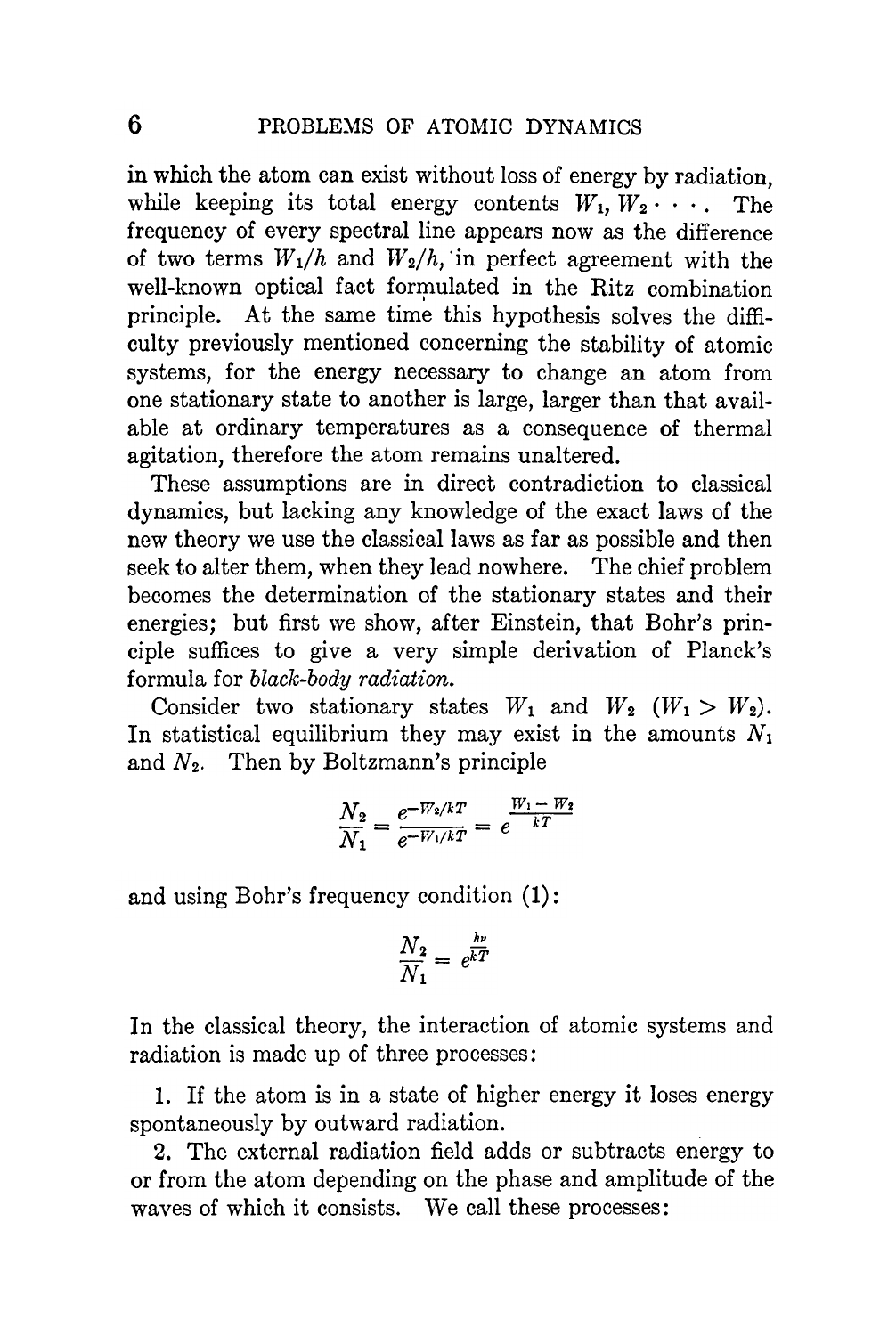in which the atom can exist without loss of energy by radiation, while keeping its total energy contents $W_1, W_2 \cdots$. The frequency of every spectral line appears now as the difference of two terms $W_1/h$ and $W_2/h$, in perfect agreement with the well-known optical fact formulated in the Ritz combination principle. At the same time this hypothesis solves the difficulty previously mentioned concerning the stability of atomic systems, for the energy necessary to change an atom from one stationary state to another is large, larger than that available at ordinary temperatures as a consequence of thermal agitation, therefore the atom remains unaltered.

These assumptions are in direct contradiction to classical dynamics, but lacking any knowledge of the exact laws of the new theory we use the classical laws as far as possible and then seek to alter them, when they lead nowhere. The chief problem becomes the determination of the stationary states and their energies; but first we show, after Einstein, that Bohr's principle suffices to give a very simple derivation of Planck's formula for *black-body radiation.*

Consider two stationary states $W_1$ and $W_2$ ($W_1 > W_2$). In statistical equilibrium they may exist in the amounts $N_1$ and $N_2$. Then by Boltzmann's principle

$$\frac{N_2}{N_1} = \frac{e^{-W_2/kT}}{e^{-W_1/kT}} = e^{\frac{W_1 - W_2}{kT}}$$

and using Bohr's frequency condition (1):

$$\frac{N_2}{N_1} = e^{\frac{h\nu}{kT}}$$

In the classical theory, the interaction of atomic systems and radiation is made up of three processes:

1. If the atom is in a state of higher energy it loses energy spontaneously by outward radiation.

2. The external radiation field adds or subtracts energy to or from the atom depending on the phase and amplitude of the waves of which it consists. We call these processes: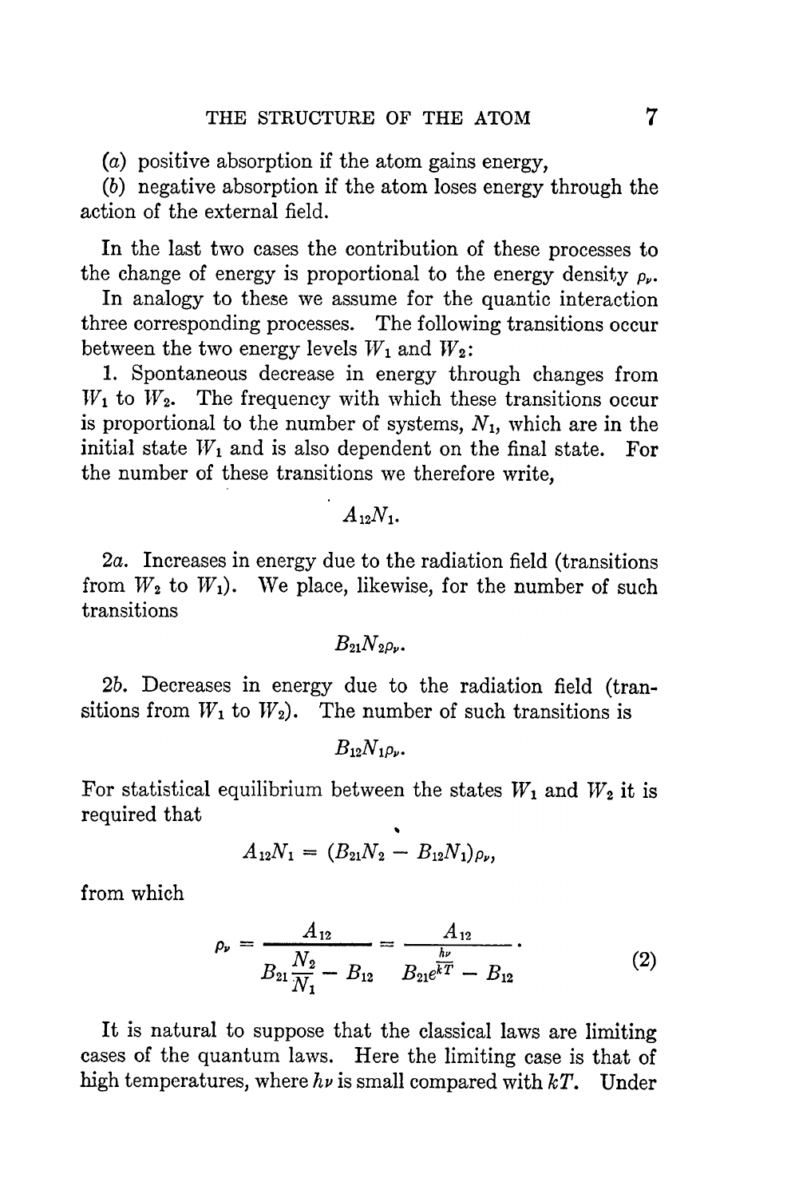(*a*) positive absorption if the atom gains energy,

(*b*) negative absorption if the atom loses energy through the action of the external field.

In the last two cases the contribution of these processes to the change of energy is proportional to the energy density $\rho_\nu$.

In analogy to these we assume for the quantic interaction three corresponding processes. The following transitions occur between the two energy levels $W_1$ and $W_2$:

1. Spontaneous decrease in energy through changes from $W_1$ to $W_2$. The frequency with which these transitions occur is proportional to the number of systems, $N_1$, which are in the initial state $W_1$ and is also dependent on the final state. For the number of these transitions we therefore write,

$$A_{12}N_1.$$

2*a*. Increases in energy due to the radiation field (transitions from $W_2$ to $W_1$). We place, likewise, for the number of such transitions

$$B_{21}N_2\rho_\nu.$$

2*b*. Decreases in energy due to the radiation field (transitions from $W_1$ to $W_2$). The number of such transitions is

$$B_{12}N_1\rho_\nu.$$

For statistical equilibrium between the states $W_1$ and $W_2$ it is required that

$$A_{12}N_1 = (B_{21}N_2 - B_{12}N_1)\rho_\nu,$$

from which

$$\rho_\nu = \frac{A_{12}}{B_{21}\dfrac{N_2}{N_1} - B_{12}} = \frac{A_{12}}{B_{21}e^{\frac{h\nu}{kT}} - B_{12}}. \tag{2}$$

It is natural to suppose that the classical laws are limiting cases of the quantum laws. Here the limiting case is that of high temperatures, where $h\nu$ is small compared with $kT$. Under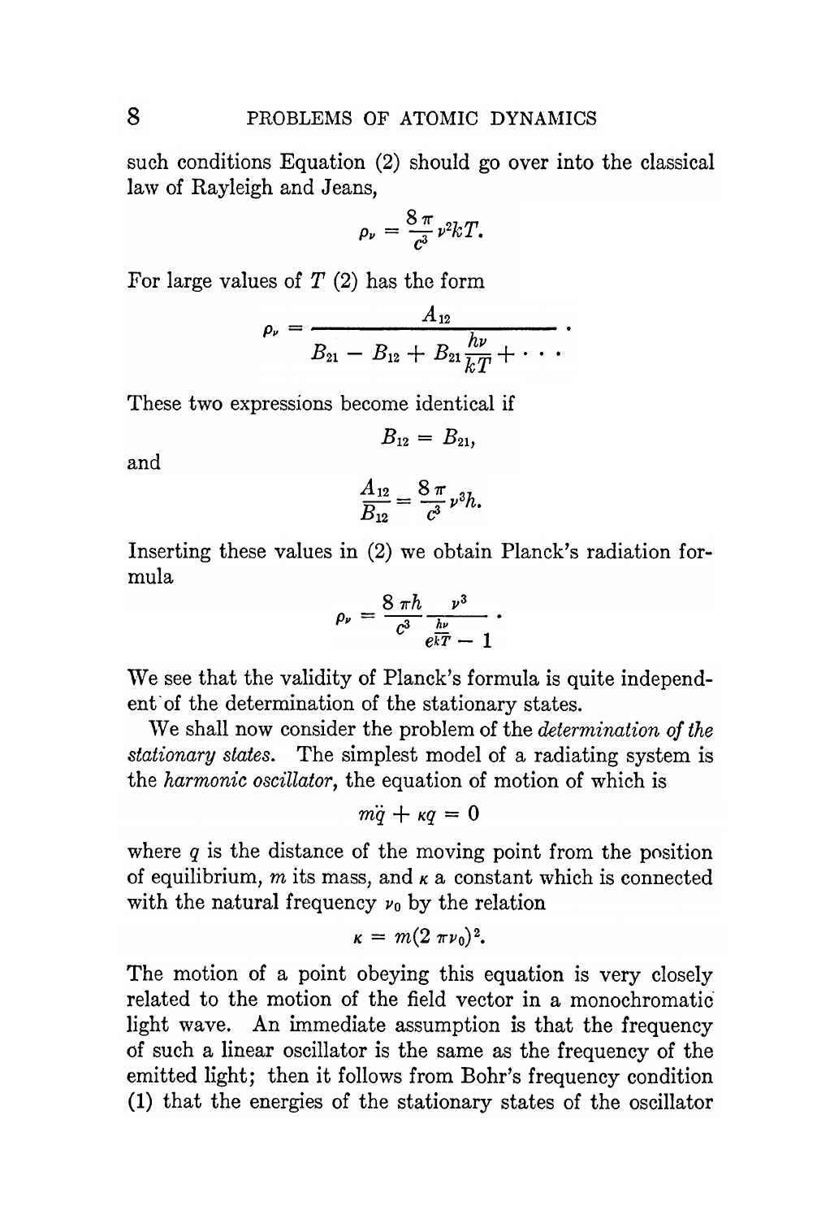such conditions Equation (2) should go over into the classical law of Rayleigh and Jeans,

$$\rho_\nu = \frac{8\pi}{c^3}\nu^2 kT.$$

For large values of $T$ (2) has the form

$$\rho_\nu = \frac{A_{12}}{B_{21} - B_{12} + B_{21}\frac{h\nu}{kT} + \cdots}.$$

These two expressions become identical if

$$B_{12} = B_{21},$$

and

$$\frac{A_{12}}{B_{12}} = \frac{8\pi}{c^3}\nu^3 h.$$

Inserting these values in (2) we obtain Planck's radiation formula

$$\rho_\nu = \frac{8\pi h}{c^3}\frac{\nu^3}{e^{\frac{h\nu}{kT}} - 1}.$$

We see that the validity of Planck's formula is quite independent of the determination of the stationary states.

We shall now consider the problem of the *determination of the stationary states*. The simplest model of a radiating system is the *harmonic oscillator*, the equation of motion of which is

$$m\ddot{q} + \kappa q = 0$$

where $q$ is the distance of the moving point from the position of equilibrium, $m$ its mass, and $\kappa$ a constant which is connected with the natural frequency $\nu_0$ by the relation

$$\kappa = m(2\pi\nu_0)^2.$$

The motion of a point obeying this equation is very closely related to the motion of the field vector in a monochromatic light wave. An immediate assumption is that the frequency of such a linear oscillator is the same as the frequency of the emitted light; then it follows from Bohr's frequency condition (1) that the energies of the stationary states of the oscillator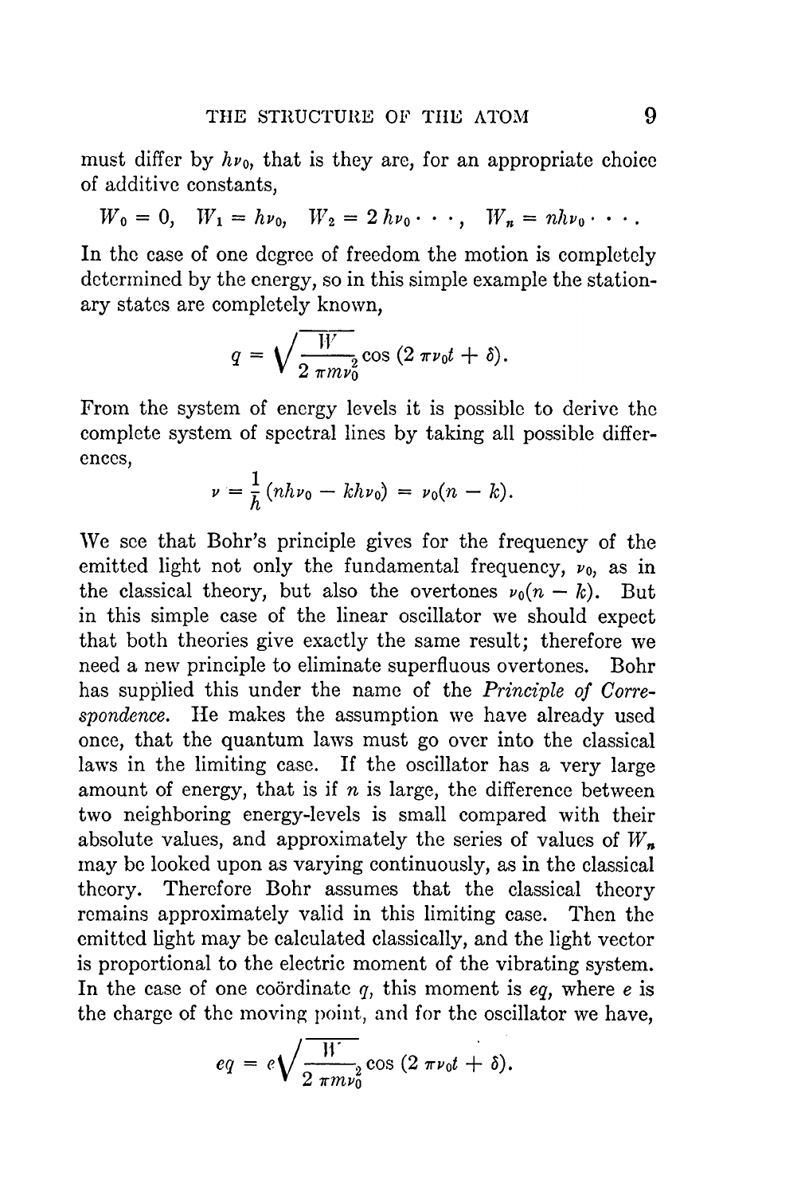must differ by $h\nu_0$, that is they are, for an appropriate choice of additive constants,

$$W_0 = 0, \quad W_1 = h\nu_0, \quad W_2 = 2\,h\nu_0 \cdots, \quad W_n = nh\nu_0 \cdots.$$

In the case of one degree of freedom the motion is completely determined by the energy, so in this simple example the stationary states are completely known,

$$q = \sqrt{\frac{W}{2\,\pi m\nu_0^2}} \cos\,(2\,\pi\nu_0 t + \delta).$$

From the system of energy levels it is possible to derive the complete system of spectral lines by taking all possible differences,

$$\nu = \frac{1}{h}\,(nh\nu_0 - kh\nu_0) = \nu_0(n - k).$$

We see that Bohr's principle gives for the frequency of the emitted light not only the fundamental frequency, $\nu_0$, as in the classical theory, but also the overtones $\nu_0(n - k)$. But in this simple case of the linear oscillator we should expect that both theories give exactly the same result; therefore we need a new principle to eliminate superfluous overtones. Bohr has supplied this under the name of the *Principle of Correspondence.* He makes the assumption we have already used once, that the quantum laws must go over into the classical laws in the limiting case. If the oscillator has a very large amount of energy, that is if $n$ is large, the difference between two neighboring energy-levels is small compared with their absolute values, and approximately the series of values of $W_n$ may be looked upon as varying continuously, as in the classical theory. Therefore Bohr assumes that the classical theory remains approximately valid in this limiting case. Then the emitted light may be calculated classically, and the light vector is proportional to the electric moment of the vibrating system. In the case of one coördinate $q$, this moment is $eq$, where $e$ is the charge of the moving point, and for the oscillator we have,

$$eq = e\sqrt{\frac{W}{2\,\pi m\nu_0^2}} \cos\,(2\,\pi\nu_0 t + \delta).$$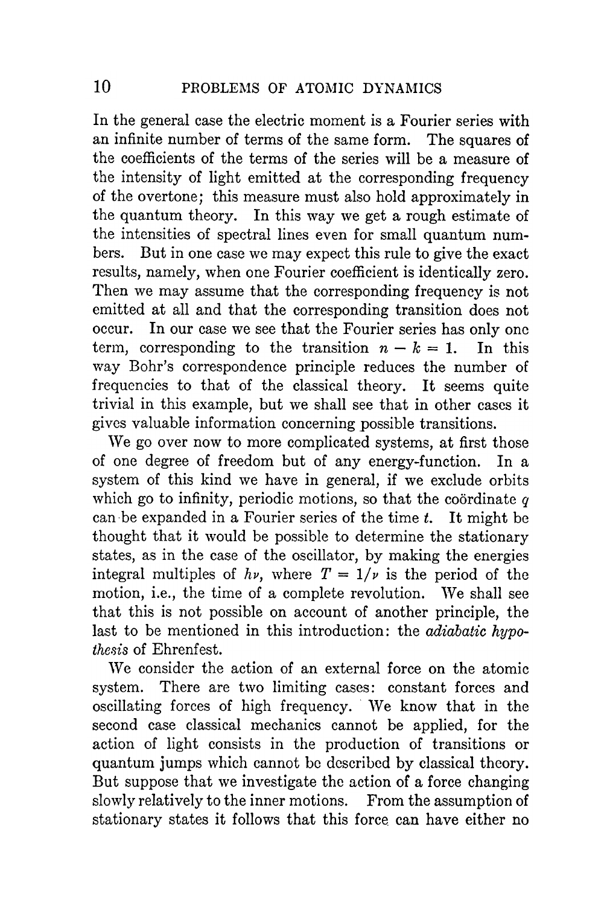In the general case the electric moment is a Fourier series with an infinite number of terms of the same form. The squares of the coefficients of the terms of the series will be a measure of the intensity of light emitted at the corresponding frequency of the overtone; this measure must also hold approximately in the quantum theory. In this way we get a rough estimate of the intensities of spectral lines even for small quantum numbers. But in one case we may expect this rule to give the exact results, namely, when one Fourier coefficient is identically zero. Then we may assume that the corresponding frequency is not emitted at all and that the corresponding transition does not occur. In our case we see that the Fourier series has only one term, corresponding to the transition $n - k = 1$. In this way Bohr's correspondence principle reduces the number of frequencies to that of the classical theory. It seems quite trivial in this example, but we shall see that in other cases it gives valuable information concerning possible transitions.

We go over now to more complicated systems, at first those of one degree of freedom but of any energy-function. In a system of this kind we have in general, if we exclude orbits which go to infinity, periodic motions, so that the coördinate $q$ can be expanded in a Fourier series of the time $t$. It might be thought that it would be possible to determine the stationary states, as in the case of the oscillator, by making the energies integral multiples of $h\nu$, where $T = 1/\nu$ is the period of the motion, i.e., the time of a complete revolution. We shall see that this is not possible on account of another principle, the last to be mentioned in this introduction: the *adiabatic hypothesis* of Ehrenfest.

We consider the action of an external force on the atomic system. There are two limiting cases: constant forces and oscillating forces of high frequency. We know that in the second case classical mechanics cannot be applied, for the action of light consists in the production of transitions or quantum jumps which cannot be described by classical theory. But suppose that we investigate the action of a force changing slowly relatively to the inner motions. From the assumption of stationary states it follows that this force can have either no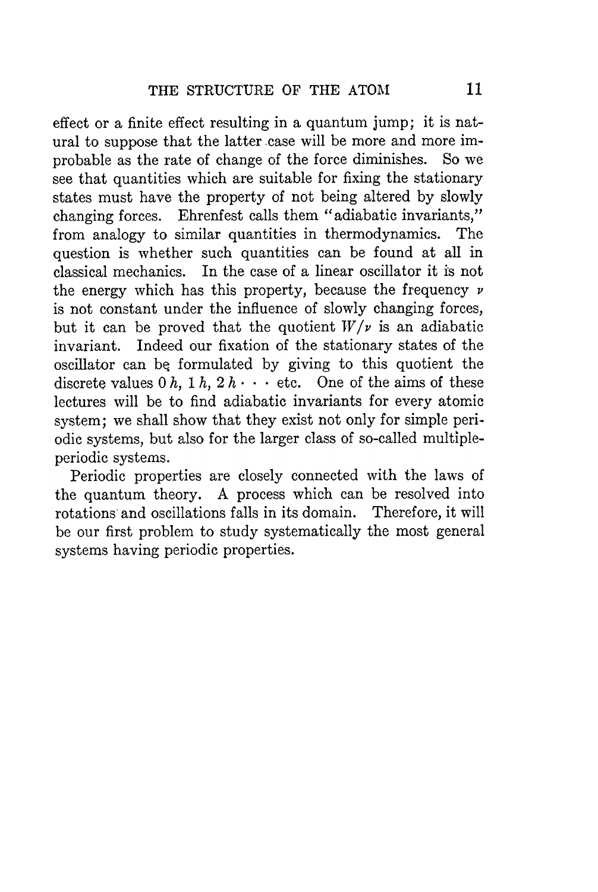effect or a finite effect resulting in a quantum jump; it is natural to suppose that the latter case will be more and more improbable as the rate of change of the force diminishes. So we see that quantities which are suitable for fixing the stationary states must have the property of not being altered by slowly changing forces. Ehrenfest calls them "adiabatic invariants," from analogy to similar quantities in thermodynamics. The question is whether such quantities can be found at all in classical mechanics. In the case of a linear oscillator it is not the energy which has this property, because the frequency $\nu$ is not constant under the influence of slowly changing forces, but it can be proved that the quotient $W/\nu$ is an adiabatic invariant. Indeed our fixation of the stationary states of the oscillator can be formulated by giving to this quotient the discrete values $0\,h$, $1\,h$, $2\,h \cdots$ etc. One of the aims of these lectures will be to find adiabatic invariants for every atomic system; we shall show that they exist not only for simple periodic systems, but also for the larger class of so-called multiple-periodic systems.

Periodic properties are closely connected with the laws of the quantum theory. A process which can be resolved into rotations and oscillations falls in its domain. Therefore, it will be our first problem to study systematically the most general systems having periodic properties.